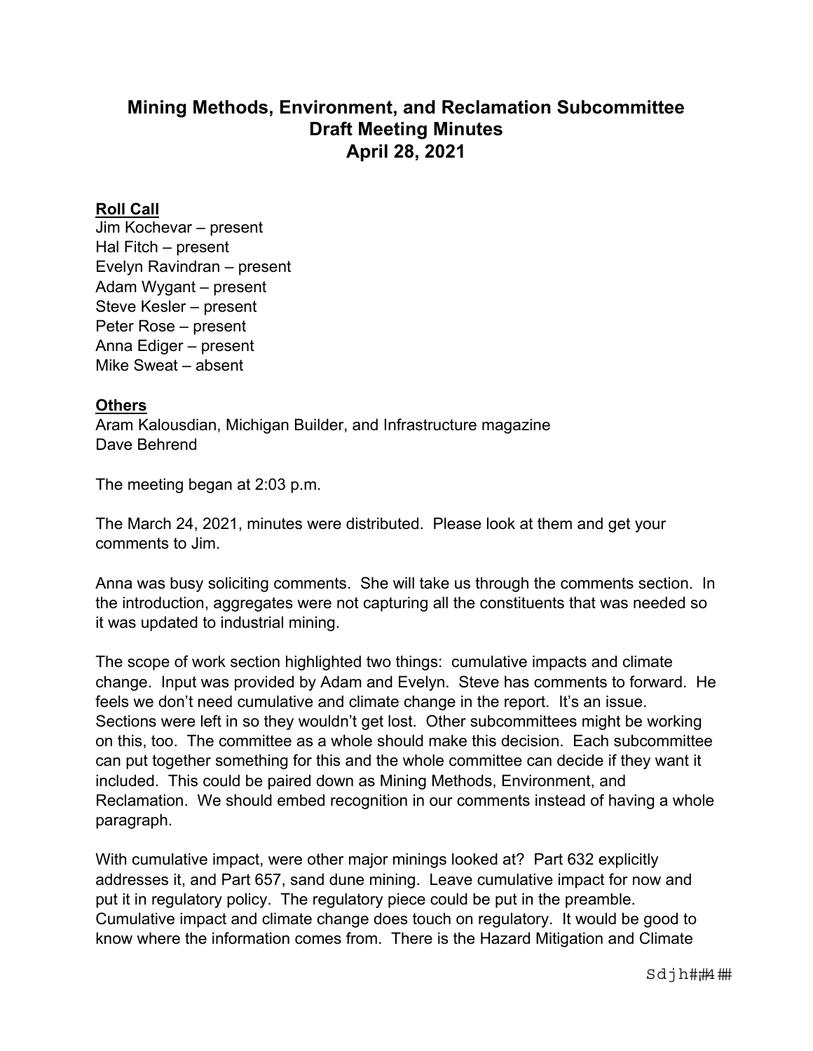# Mining Methods, Environment, and Reclamation Subcommittee
## Draft Meeting Minutes
## April 28, 2021

**Roll Call**

Jim Kochevar – present
Hal Fitch – present
Evelyn Ravindran – present
Adam Wygant – present
Steve Kesler – present
Peter Rose – present
Anna Ediger – present
Mike Sweat – absent

**Others**

Aram Kalousdian, Michigan Builder, and Infrastructure magazine
Dave Behrend

The meeting began at 2:03 p.m.

The March 24, 2021, minutes were distributed. Please look at them and get your comments to Jim.

Anna was busy soliciting comments. She will take us through the comments section. In the introduction, aggregates were not capturing all the constituents that was needed so it was updated to industrial mining.

The scope of work section highlighted two things: cumulative impacts and climate change. Input was provided by Adam and Evelyn. Steve has comments to forward. He feels we don't need cumulative and climate change in the report. It's an issue. Sections were left in so they wouldn't get lost. Other subcommittees might be working on this, too. The committee as a whole should make this decision. Each subcommittee can put together something for this and the whole committee can decide if they want it included. This could be paired down as Mining Methods, Environment, and Reclamation. We should embed recognition in our comments instead of having a whole paragraph.

With cumulative impact, were other major minings looked at? Part 632 explicitly addresses it, and Part 657, sand dune mining. Leave cumulative impact for now and put it in regulatory policy. The regulatory piece could be put in the preamble. Cumulative impact and climate change does touch on regulatory. It would be good to know where the information comes from. There is the Hazard Mitigation and Climate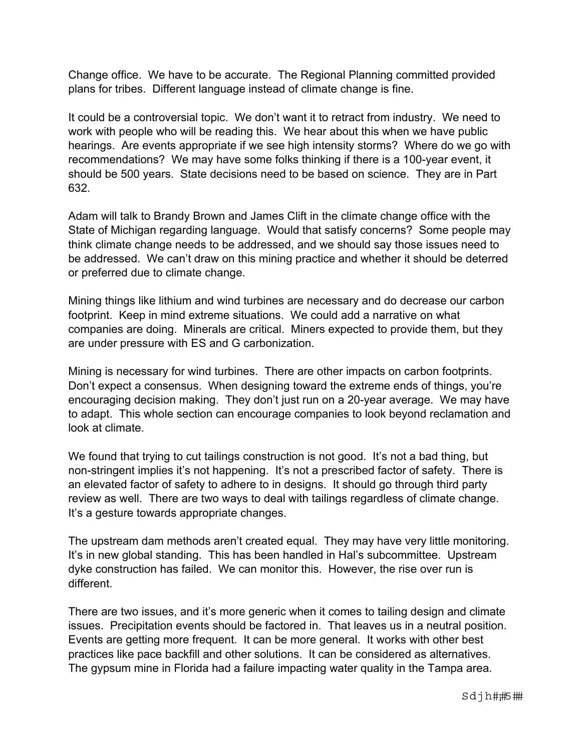Change office. We have to be accurate. The Regional Planning committed provided plans for tribes. Different language instead of climate change is fine.

It could be a controversial topic. We don't want it to retract from industry. We need to work with people who will be reading this. We hear about this when we have public hearings. Are events appropriate if we see high intensity storms? Where do we go with recommendations? We may have some folks thinking if there is a 100-year event, it should be 500 years. State decisions need to be based on science. They are in Part 632.

Adam will talk to Brandy Brown and James Clift in the climate change office with the State of Michigan regarding language. Would that satisfy concerns? Some people may think climate change needs to be addressed, and we should say those issues need to be addressed. We can't draw on this mining practice and whether it should be deterred or preferred due to climate change.

Mining things like lithium and wind turbines are necessary and do decrease our carbon footprint. Keep in mind extreme situations. We could add a narrative on what companies are doing. Minerals are critical. Miners expected to provide them, but they are under pressure with ES and G carbonization.

Mining is necessary for wind turbines. There are other impacts on carbon footprints. Don't expect a consensus. When designing toward the extreme ends of things, you're encouraging decision making. They don't just run on a 20-year average. We may have to adapt. This whole section can encourage companies to look beyond reclamation and look at climate.

We found that trying to cut tailings construction is not good. It's not a bad thing, but non-stringent implies it's not happening. It's not a prescribed factor of safety. There is an elevated factor of safety to adhere to in designs. It should go through third party review as well. There are two ways to deal with tailings regardless of climate change. It's a gesture towards appropriate changes.

The upstream dam methods aren't created equal. They may have very little monitoring. It's in new global standing. This has been handled in Hal's subcommittee. Upstream dyke construction has failed. We can monitor this. However, the rise over run is different.

There are two issues, and it's more generic when it comes to tailing design and climate issues. Precipitation events should be factored in. That leaves us in a neutral position. Events are getting more frequent. It can be more general. It works with other best practices like pace backfill and other solutions. It can be considered as alternatives. The gypsum mine in Florida had a failure impacting water quality in the Tampa area.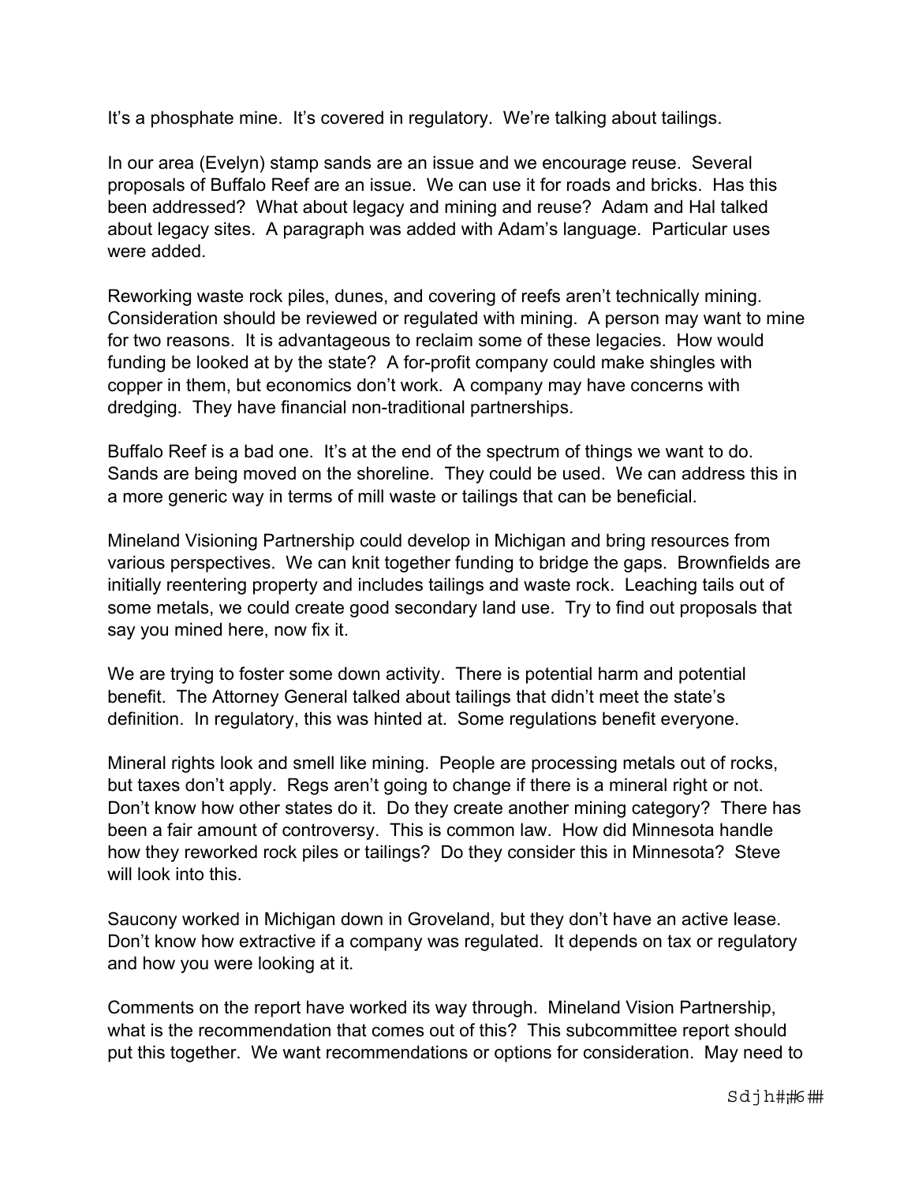It's a phosphate mine. It's covered in regulatory. We're talking about tailings.

In our area (Evelyn) stamp sands are an issue and we encourage reuse. Several proposals of Buffalo Reef are an issue. We can use it for roads and bricks. Has this been addressed? What about legacy and mining and reuse? Adam and Hal talked about legacy sites. A paragraph was added with Adam's language. Particular uses were added.

Reworking waste rock piles, dunes, and covering of reefs aren't technically mining. Consideration should be reviewed or regulated with mining. A person may want to mine for two reasons. It is advantageous to reclaim some of these legacies. How would funding be looked at by the state? A for-profit company could make shingles with copper in them, but economics don't work. A company may have concerns with dredging. They have financial non-traditional partnerships.

Buffalo Reef is a bad one. It's at the end of the spectrum of things we want to do. Sands are being moved on the shoreline. They could be used. We can address this in a more generic way in terms of mill waste or tailings that can be beneficial.

Mineland Visioning Partnership could develop in Michigan and bring resources from various perspectives. We can knit together funding to bridge the gaps. Brownfields are initially reentering property and includes tailings and waste rock. Leaching tails out of some metals, we could create good secondary land use. Try to find out proposals that say you mined here, now fix it.

We are trying to foster some down activity. There is potential harm and potential benefit. The Attorney General talked about tailings that didn't meet the state's definition. In regulatory, this was hinted at. Some regulations benefit everyone.

Mineral rights look and smell like mining. People are processing metals out of rocks, but taxes don't apply. Regs aren't going to change if there is a mineral right or not. Don't know how other states do it. Do they create another mining category? There has been a fair amount of controversy. This is common law. How did Minnesota handle how they reworked rock piles or tailings? Do they consider this in Minnesota? Steve will look into this.

Saucony worked in Michigan down in Groveland, but they don't have an active lease. Don't know how extractive if a company was regulated. It depends on tax or regulatory and how you were looking at it.

Comments on the report have worked its way through. Mineland Vision Partnership, what is the recommendation that comes out of this? This subcommittee report should put this together. We want recommendations or options for consideration. May need to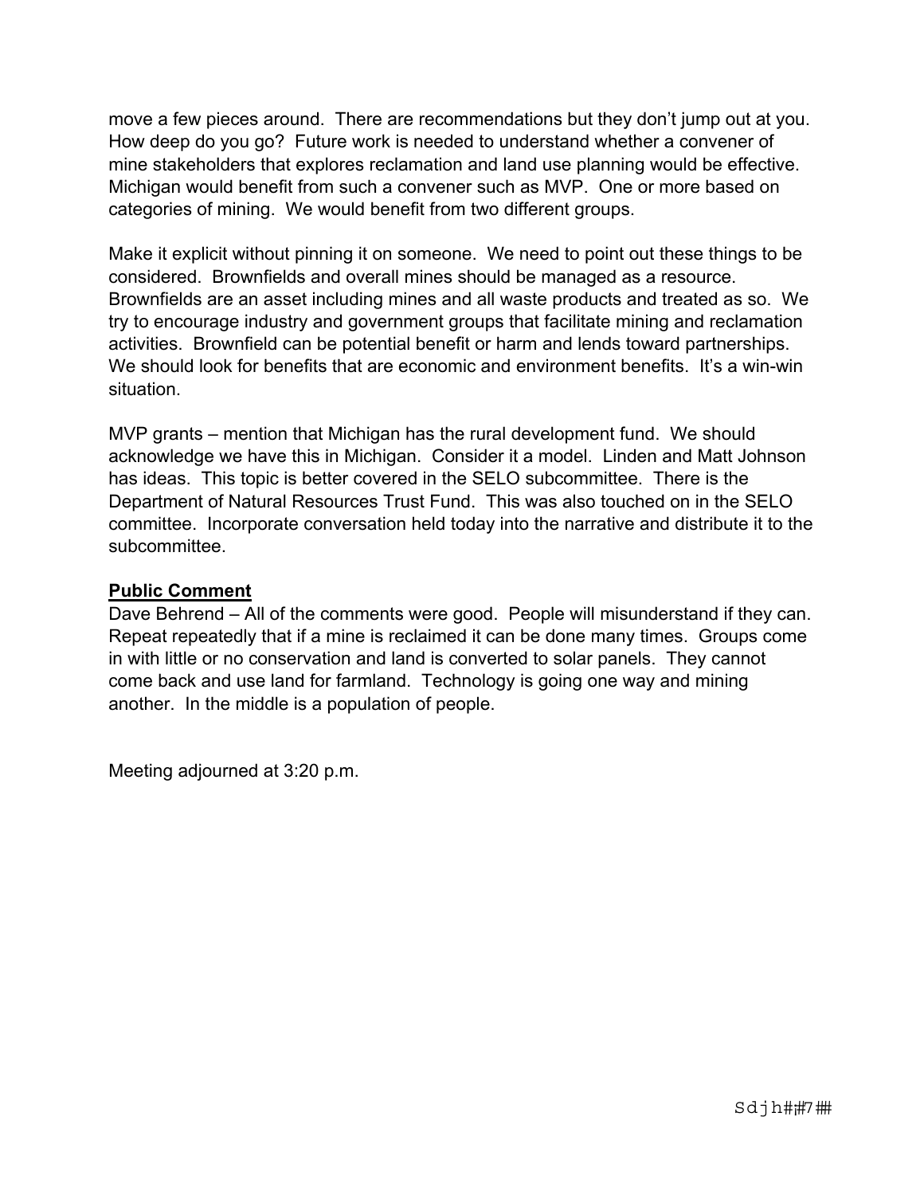move a few pieces around. There are recommendations but they don't jump out at you. How deep do you go? Future work is needed to understand whether a convener of mine stakeholders that explores reclamation and land use planning would be effective. Michigan would benefit from such a convener such as MVP. One or more based on categories of mining. We would benefit from two different groups.

Make it explicit without pinning it on someone. We need to point out these things to be considered. Brownfields and overall mines should be managed as a resource. Brownfields are an asset including mines and all waste products and treated as so. We try to encourage industry and government groups that facilitate mining and reclamation activities. Brownfield can be potential benefit or harm and lends toward partnerships. We should look for benefits that are economic and environment benefits. It's a win-win situation.

MVP grants – mention that Michigan has the rural development fund. We should acknowledge we have this in Michigan. Consider it a model. Linden and Matt Johnson has ideas. This topic is better covered in the SELO subcommittee. There is the Department of Natural Resources Trust Fund. This was also touched on in the SELO committee. Incorporate conversation held today into the narrative and distribute it to the subcommittee.

**Public Comment**

Dave Behrend – All of the comments were good. People will misunderstand if they can. Repeat repeatedly that if a mine is reclaimed it can be done many times. Groups come in with little or no conservation and land is converted to solar panels. They cannot come back and use land for farmland. Technology is going one way and mining another. In the middle is a population of people.

Meeting adjourned at 3:20 p.m.